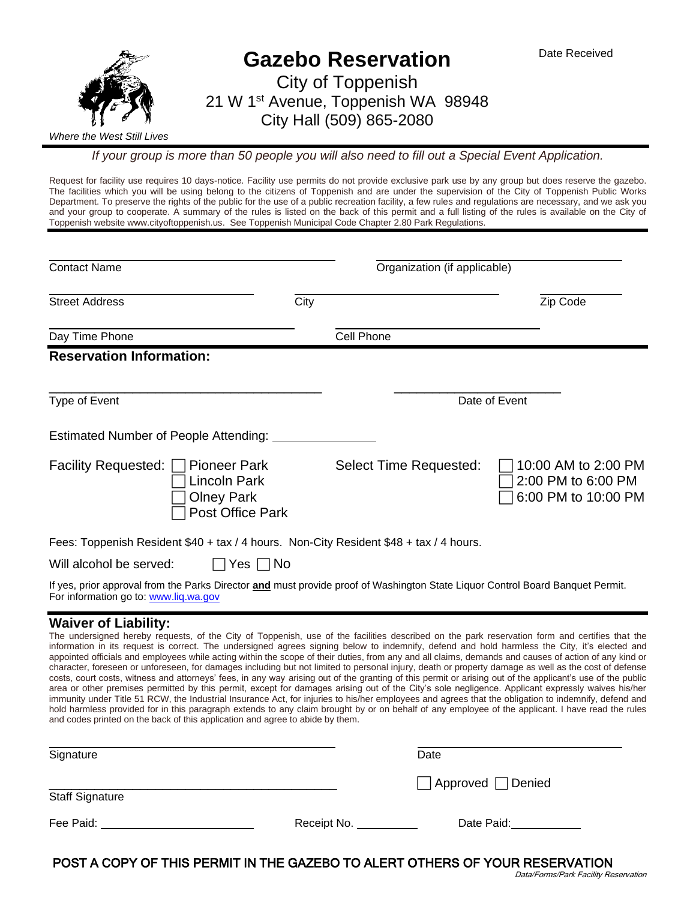Date Received

# Gazebo Reservation

City of Toppenish
21 W 1st Avenue, Toppenish WA 98948
City Hall (509) 865-2080

*Where the West Still Lives*

*If your group is more than 50 people you will also need to fill out a Special Event Application.*

Request for facility use requires 10 days-notice. Facility use permits do not provide exclusive park use by any group but does reserve the gazebo. The facilities which you will be using belong to the citizens of Toppenish and are under the supervision of the City of Toppenish Public Works Department. To preserve the rights of the public for the use of a public recreation facility, a few rules and regulations are necessary, and we ask you and your group to cooperate. A summary of the rules is listed on the back of this permit and a full listing of the rules is available on the City of Toppenish website www.cityoftoppenish.us. See Toppenish Municipal Code Chapter 2.80 Park Regulations.

Contact Name ____________________ Organization (if applicable) ____________________

Street Address ____________________ City ____________________ Zip Code ____________

Day Time Phone ____________________ Cell Phone ____________________

## Reservation Information:

____________________ Type of Event ____________________ Date of Event

Estimated Number of People Attending: ____________

Facility Requested:
- ☐ Pioneer Park
- ☐ Lincoln Park
- ☐ Olney Park
- ☐ Post Office Park

Select Time Requested:
- ☐ 10:00 AM to 2:00 PM
- ☐ 2:00 PM to 6:00 PM
- ☐ 6:00 PM to 10:00 PM

Fees: Toppenish Resident $40 + tax / 4 hours. Non-City Resident $48 + tax / 4 hours.

Will alcohol be served: ☐ Yes ☐ No

If yes, prior approval from the Parks Director **and** must provide proof of Washington State Liquor Control Board Banquet Permit. For information go to: www.liq.wa.gov

## Waiver of Liability:

The undersigned hereby requests, of the City of Toppenish, use of the facilities described on the park reservation form and certifies that the information in its request is correct. The undersigned agrees signing below to indemnify, defend and hold harmless the City, it's elected and appointed officials and employees while acting within the scope of their duties, from any and all claims, demands and causes of action of any kind or character, foreseen or unforeseen, for damages including but not limited to personal injury, death or property damage as well as the cost of defense costs, court costs, witness and attorneys' fees, in any way arising out of the granting of this permit or arising out of the applicant's use of the public area or other premises permitted by this permit, except for damages arising out of the City's sole negligence. Applicant expressly waives his/her immunity under Title 51 RCW, the Industrial Insurance Act, for injuries to his/her employees and agrees that the obligation to indemnify, defend and hold harmless provided for in this paragraph extends to any claim brought by or on behalf of any employee of the applicant. I have read the rules and codes printed on the back of this application and agree to abide by them.

Signature ____________________ Date ____________________

Staff Signature ____________________ ☐ Approved ☐ Denied

Fee Paid: ____________ Receipt No. ____________ Date Paid: ____________

**POST A COPY OF THIS PERMIT IN THE GAZEBO TO ALERT OTHERS OF YOUR RESERVATION**

*Data/Forms/Park Facility Reservation*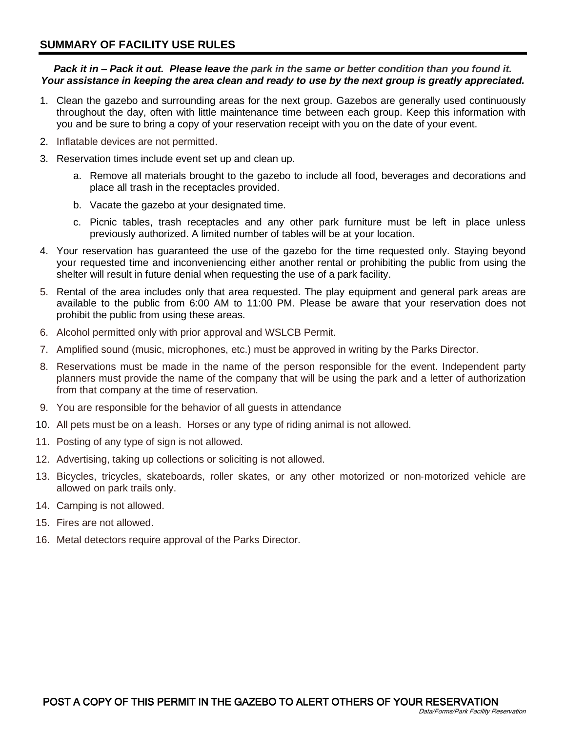## SUMMARY OF FACILITY USE RULES

***Pack it in – Pack it out. Please leave the park in the same or better condition than you found it. Your assistance in keeping the area clean and ready to use by the next group is greatly appreciated.***

1. Clean the gazebo and surrounding areas for the next group. Gazebos are generally used continuously throughout the day, often with little maintenance time between each group. Keep this information with you and be sure to bring a copy of your reservation receipt with you on the date of your event.
2. Inflatable devices are not permitted.
3. Reservation times include event set up and clean up.
   a. Remove all materials brought to the gazebo to include all food, beverages and decorations and place all trash in the receptacles provided.
   b. Vacate the gazebo at your designated time.
   c. Picnic tables, trash receptacles and any other park furniture must be left in place unless previously authorized. A limited number of tables will be at your location.
4. Your reservation has guaranteed the use of the gazebo for the time requested only. Staying beyond your requested time and inconveniencing either another rental or prohibiting the public from using the shelter will result in future denial when requesting the use of a park facility.
5. Rental of the area includes only that area requested. The play equipment and general park areas are available to the public from 6:00 AM to 11:00 PM. Please be aware that your reservation does not prohibit the public from using these areas.
6. Alcohol permitted only with prior approval and WSLCB Permit.
7. Amplified sound (music, microphones, etc.) must be approved in writing by the Parks Director.
8. Reservations must be made in the name of the person responsible for the event. Independent party planners must provide the name of the company that will be using the park and a letter of authorization from that company at the time of reservation.
9. You are responsible for the behavior of all guests in attendance
10. All pets must be on a leash. Horses or any type of riding animal is not allowed.
11. Posting of any type of sign is not allowed.
12. Advertising, taking up collections or soliciting is not allowed.
13. Bicycles, tricycles, skateboards, roller skates, or any other motorized or non-motorized vehicle are allowed on park trails only.
14. Camping is not allowed.
15. Fires are not allowed.
16. Metal detectors require approval of the Parks Director.

POST A COPY OF THIS PERMIT IN THE GAZEBO TO ALERT OTHERS OF YOUR RESERVATION

*Data/Forms/Park Facility Reservation*